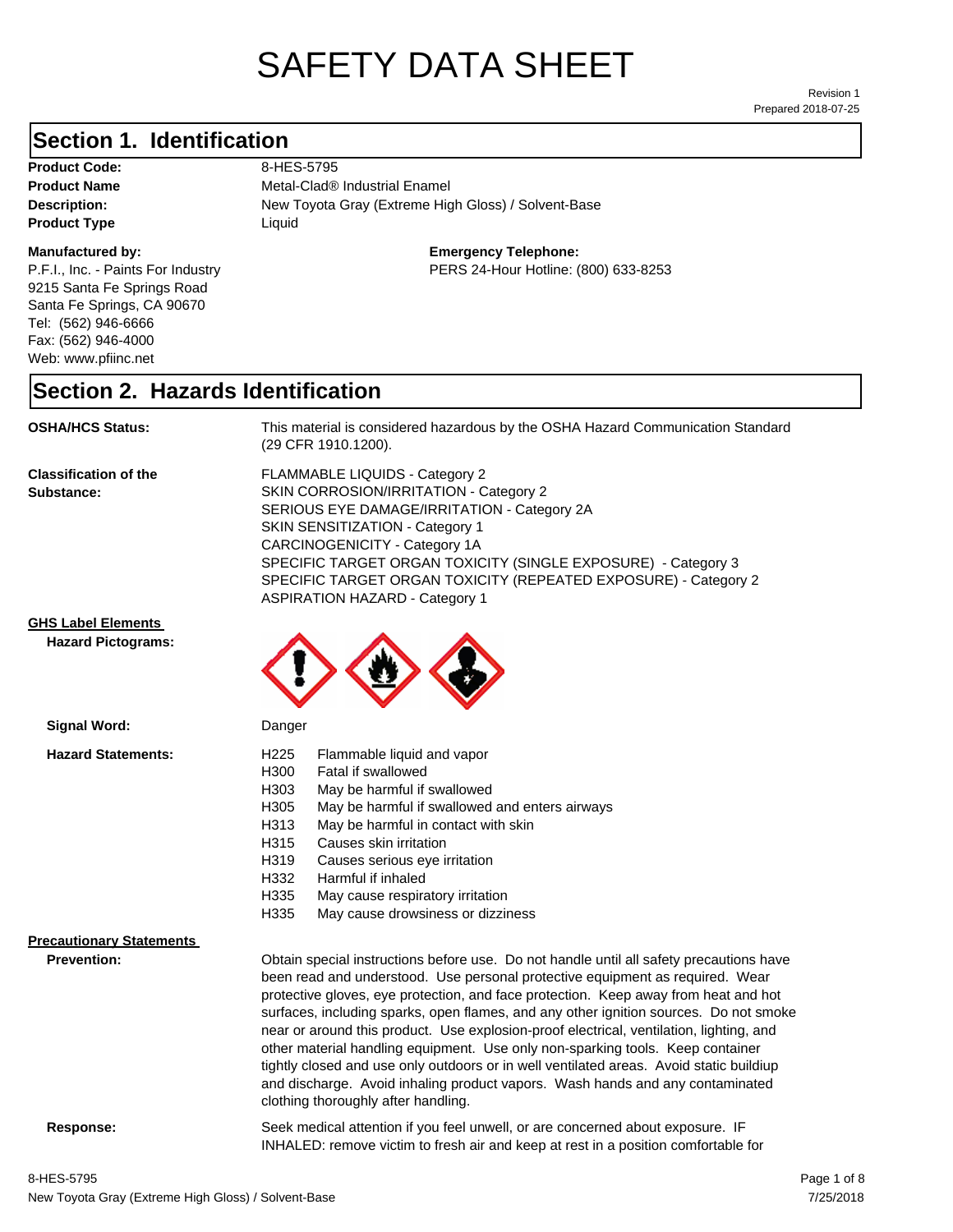# SAFETY DATA SHEET

Revision 1
Prepared 2018-07-25

## Section 1. Identification

**Product Code:** 8-HES-5795
**Product Name** Metal-Clad® Industrial Enamel
**Description:** New Toyota Gray (Extreme High Gloss) / Solvent-Base
**Product Type** Liquid

**Manufactured by:**
P.F.I., Inc. - Paints For Industry
9215 Santa Fe Springs Road
Santa Fe Springs, CA 90670
Tel: (562) 946-6666
Fax: (562) 946-4000
Web: www.pfiinc.net

**Emergency Telephone:**
PERS 24-Hour Hotline: (800) 633-8253

## Section 2. Hazards Identification

**OSHA/HCS Status:** This material is considered hazardous by the OSHA Hazard Communication Standard (29 CFR 1910.1200).

**Classification of the Substance:**
FLAMMABLE LIQUIDS - Category 2
SKIN CORROSION/IRRITATION - Category 2
SERIOUS EYE DAMAGE/IRRITATION - Category 2A
SKIN SENSITIZATION - Category 1
CARCINOGENICITY - Category 1A
SPECIFIC TARGET ORGAN TOXICITY (SINGLE EXPOSURE) - Category 3
SPECIFIC TARGET ORGAN TOXICITY (REPEATED EXPOSURE) - Category 2
ASPIRATION HAZARD - Category 1

**GHS Label Elements**

**Hazard Pictograms:**

**Signal Word:** Danger

**Hazard Statements:**

- H225 Flammable liquid and vapor
- H300 Fatal if swallowed
- H303 May be harmful if swallowed
- H305 May be harmful if swallowed and enters airways
- H313 May be harmful in contact with skin
- H315 Causes skin irritation
- H319 Causes serious eye irritation
- H332 Harmful if inhaled
- H335 May cause respiratory irritation
- H335 May cause drowsiness or dizziness

**Precautionary Statements**

**Prevention:** Obtain special instructions before use. Do not handle until all safety precautions have been read and understood. Use personal protective equipment as required. Wear protective gloves, eye protection, and face protection. Keep away from heat and hot surfaces, including sparks, open flames, and any other ignition sources. Do not smoke near or around this product. Use explosion-proof electrical, ventilation, lighting, and other material handling equipment. Use only non-sparking tools. Keep container tightly closed and use only outdoors or in well ventilated areas. Avoid static buildiup and discharge. Avoid inhaling product vapors. Wash hands and any contaminated clothing thoroughly after handling.

**Response:** Seek medical attention if you feel unwell, or are concerned about exposure. IF INHALED: remove victim to fresh air and keep at rest in a position comfortable for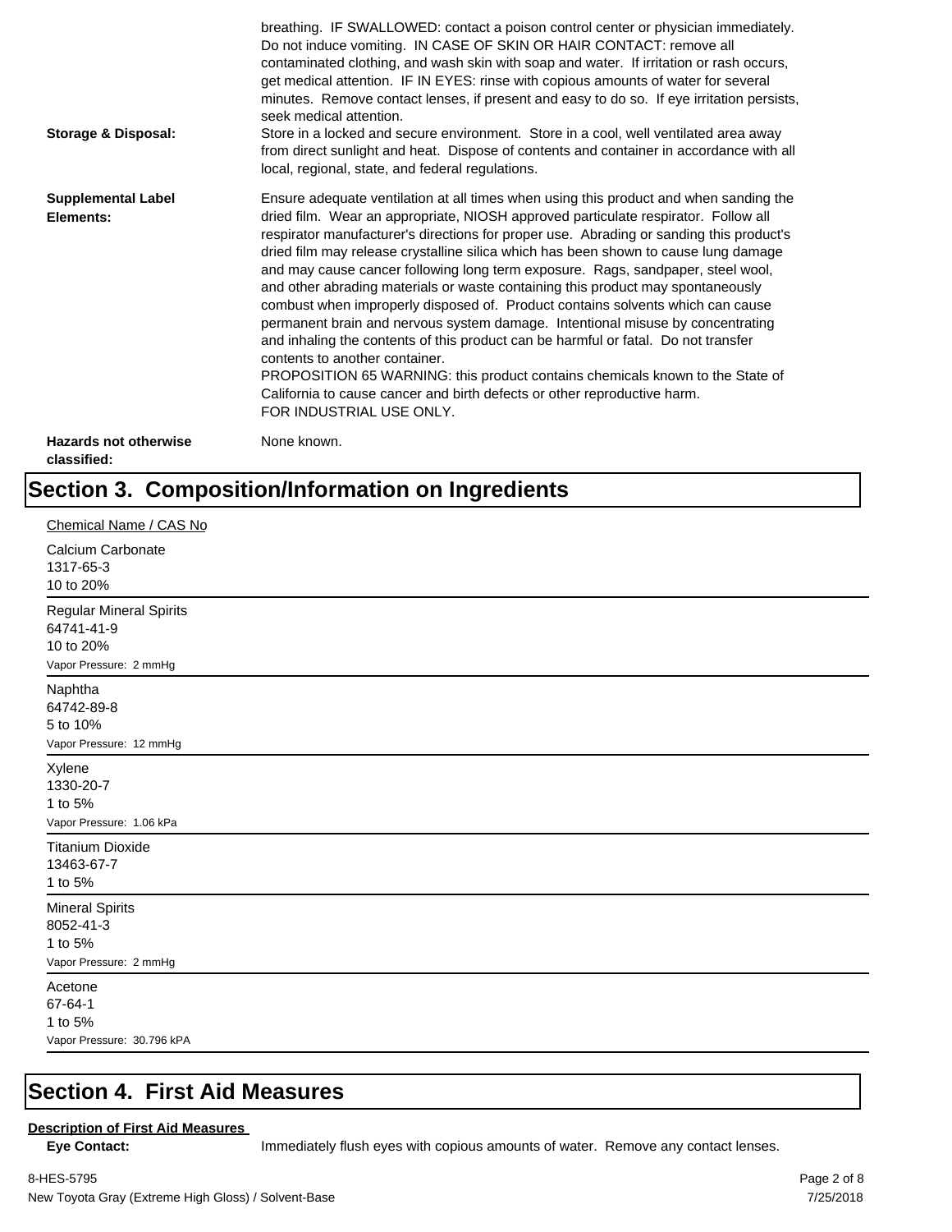breathing. IF SWALLOWED: contact a poison control center or physician immediately. Do not induce vomiting. IN CASE OF SKIN OR HAIR CONTACT: remove all contaminated clothing, and wash skin with soap and water. If irritation or rash occurs, get medical attention. IF IN EYES: rinse with copious amounts of water for several minutes. Remove contact lenses, if present and easy to do so. If eye irritation persists, seek medical attention.

**Storage & Disposal:** Store in a locked and secure environment. Store in a cool, well ventilated area away from direct sunlight and heat. Dispose of contents and container in accordance with all local, regional, state, and federal regulations.

**Supplemental Label Elements:** Ensure adequate ventilation at all times when using this product and when sanding the dried film. Wear an appropriate, NIOSH approved particulate respirator. Follow all respirator manufacturer's directions for proper use. Abrading or sanding this product's dried film may release crystalline silica which has been shown to cause lung damage and may cause cancer following long term exposure. Rags, sandpaper, steel wool, and other abrading materials or waste containing this product may spontaneously combust when improperly disposed of. Product contains solvents which can cause permanent brain and nervous system damage. Intentional misuse by concentrating and inhaling the contents of this product can be harmful or fatal. Do not transfer contents to another container.
PROPOSITION 65 WARNING: this product contains chemicals known to the State of California to cause cancer and birth defects or other reproductive harm.
FOR INDUSTRIAL USE ONLY.

**Hazards not otherwise classified:** None known.

# Section 3. Composition/Information on Ingredients

Chemical Name / CAS No

Calcium Carbonate
1317-65-3
10 to 20%

Regular Mineral Spirits
64741-41-9
10 to 20%
Vapor Pressure: 2 mmHg

Naphtha
64742-89-8
5 to 10%
Vapor Pressure: 12 mmHg

Xylene
1330-20-7
1 to 5%
Vapor Pressure: 1.06 kPa

Titanium Dioxide
13463-67-7
1 to 5%

Mineral Spirits
8052-41-3
1 to 5%
Vapor Pressure: 2 mmHg

Acetone
67-64-1
1 to 5%
Vapor Pressure: 30.796 kPA

# Section 4. First Aid Measures

**Description of First Aid Measures**

**Eye Contact:** Immediately flush eyes with copious amounts of water. Remove any contact lenses.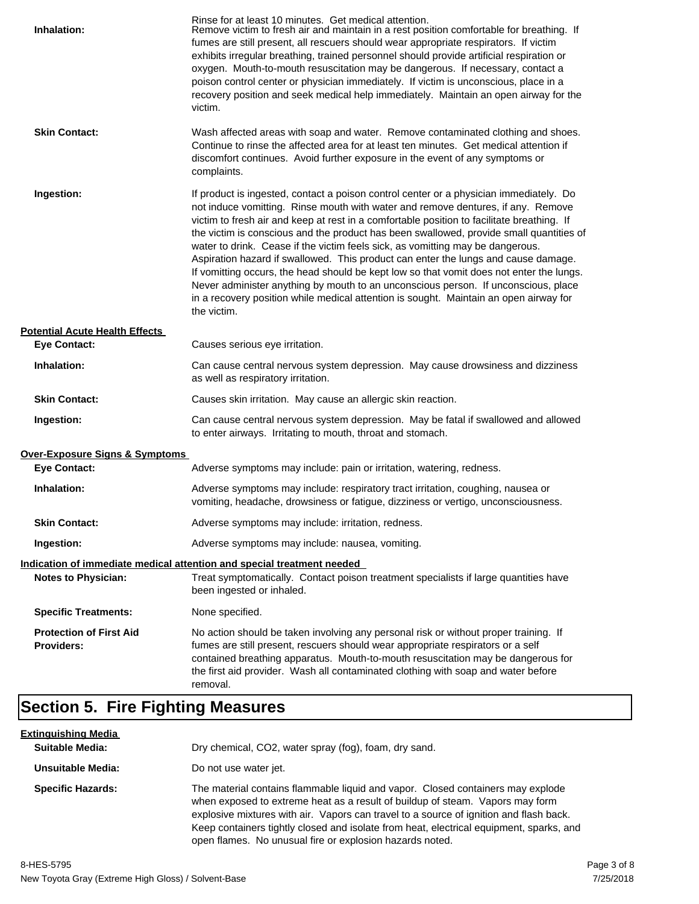Rinse for at least 10 minutes. Get medical attention.

**Inhalation:** Remove victim to fresh air and maintain in a rest position comfortable for breathing. If fumes are still present, all rescuers should wear appropriate respirators. If victim exhibits irregular breathing, trained personnel should provide artificial respiration or oxygen. Mouth-to-mouth resuscitation may be dangerous. If necessary, contact a poison control center or physician immediately. If victim is unconscious, place in a recovery position and seek medical help immediately. Maintain an open airway for the victim.

**Skin Contact:** Wash affected areas with soap and water. Remove contaminated clothing and shoes. Continue to rinse the affected area for at least ten minutes. Get medical attention if discomfort continues. Avoid further exposure in the event of any symptoms or complaints.

**Ingestion:** If product is ingested, contact a poison control center or a physician immediately. Do not induce vomitting. Rinse mouth with water and remove dentures, if any. Remove victim to fresh air and keep at rest in a comfortable position to facilitate breathing. If the victim is conscious and the product has been swallowed, provide small quantities of water to drink. Cease if the victim feels sick, as vomitting may be dangerous. Aspiration hazard if swallowed. This product can enter the lungs and cause damage. If vomitting occurs, the head should be kept low so that vomit does not enter the lungs. Never administer anything by mouth to an unconscious person. If unconscious, place in a recovery position while medical attention is sought. Maintain an open airway for the victim.

**Potential Acute Health Effects**

**Eye Contact:** Causes serious eye irritation.

**Inhalation:** Can cause central nervous system depression. May cause drowsiness and dizziness as well as respiratory irritation.

**Skin Contact:** Causes skin irritation. May cause an allergic skin reaction.

**Ingestion:** Can cause central nervous system depression. May be fatal if swallowed and allowed to enter airways. Irritating to mouth, throat and stomach.

**Over-Exposure Signs & Symptoms**

**Eye Contact:** Adverse symptoms may include: pain or irritation, watering, redness.

**Inhalation:** Adverse symptoms may include: respiratory tract irritation, coughing, nausea or vomiting, headache, drowsiness or fatigue, dizziness or vertigo, unconsciousness.

**Skin Contact:** Adverse symptoms may include: irritation, redness.

**Ingestion:** Adverse symptoms may include: nausea, vomiting.

**Indication of immediate medical attention and special treatment needed**

**Notes to Physician:** Treat symptomatically. Contact poison treatment specialists if large quantities have been ingested or inhaled.

**Specific Treatments:** None specified.

**Protection of First Aid Providers:** No action should be taken involving any personal risk or without proper training. If fumes are still present, rescuers should wear appropriate respirators or a self contained breathing apparatus. Mouth-to-mouth resuscitation may be dangerous for the first aid provider. Wash all contaminated clothing with soap and water before removal.

## Section 5. Fire Fighting Measures

**Extinguishing Media**

**Suitable Media:** Dry chemical, $CO_2$, water spray (fog), foam, dry sand.

**Unsuitable Media:** Do not use water jet.

**Specific Hazards:** The material contains flammable liquid and vapor. Closed containers may explode when exposed to extreme heat as a result of buildup of steam. Vapors may form explosive mixtures with air. Vapors can travel to a source of ignition and flash back. Keep containers tightly closed and isolate from heat, electrical equipment, sparks, and open flames. No unusual fire or explosion hazards noted.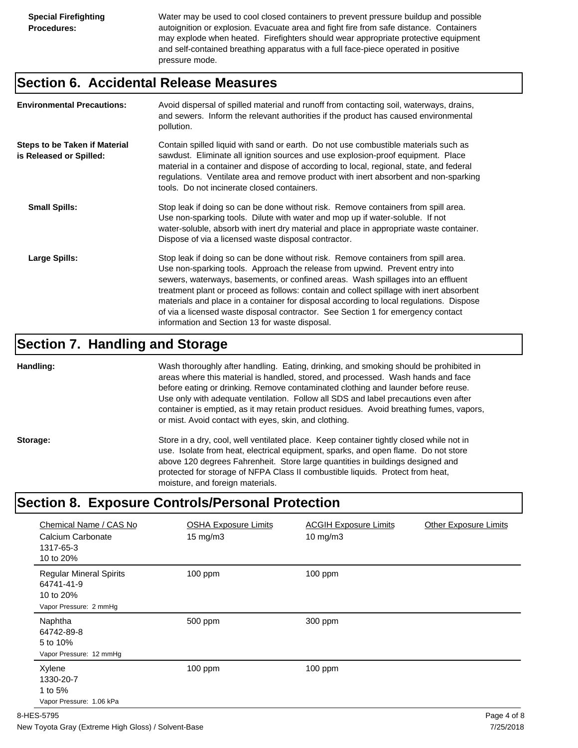**Special Firefighting Procedures:** Water may be used to cool closed containers to prevent pressure buildup and possible autoignition or explosion. Evacuate area and fight fire from safe distance. Containers may explode when heated. Firefighters should wear appropriate protective equipment and self-contained breathing apparatus with a full face-piece operated in positive pressure mode.

## Section 6. Accidental Release Measures

**Environmental Precautions:** Avoid dispersal of spilled material and runoff from contacting soil, waterways, drains, and sewers. Inform the relevant authorities if the product has caused environmental pollution.

**Steps to be Taken if Material is Released or Spilled:** Contain spilled liquid with sand or earth. Do not use combustible materials such as sawdust. Eliminate all ignition sources and use explosion-proof equipment. Place material in a container and dispose of according to local, regional, state, and federal regulations. Ventilate area and remove product with inert absorbent and non-sparking tools. Do not incinerate closed containers.

**Small Spills:** Stop leak if doing so can be done without risk. Remove containers from spill area. Use non-sparking tools. Dilute with water and mop up if water-soluble. If not water-soluble, absorb with inert dry material and place in appropriate waste container. Dispose of via a licensed waste disposal contractor.

**Large Spills:** Stop leak if doing so can be done without risk. Remove containers from spill area. Use non-sparking tools. Approach the release from upwind. Prevent entry into sewers, waterways, basements, or confined areas. Wash spillages into an effluent treatment plant or proceed as follows: contain and collect spillage with inert absorbent materials and place in a container for disposal according to local regulations. Dispose of via a licensed waste disposal contractor. See Section 1 for emergency contact information and Section 13 for waste disposal.

## Section 7. Handling and Storage

**Handling:** Wash thoroughly after handling. Eating, drinking, and smoking should be prohibited in areas where this material is handled, stored, and processed. Wash hands and face before eating or drinking. Remove contaminated clothing and launder before reuse. Use only with adequate ventilation. Follow all SDS and label precautions even after container is emptied, as it may retain product residues. Avoid breathing fumes, vapors, or mist. Avoid contact with eyes, skin, and clothing.

**Storage:** Store in a dry, cool, well ventilated place. Keep container tightly closed while not in use. Isolate from heat, electrical equipment, sparks, and open flame. Do not store above 120 degrees Fahrenheit. Store large quantities in buildings designed and protected for storage of NFPA Class II combustible liquids. Protect from heat, moisture, and foreign materials.

## Section 8. Exposure Controls/Personal Protection

| Chemical Name / CAS No | OSHA Exposure Limits | ACGIH Exposure Limits | Other Exposure Limits |
|---|---|---|---|
| Calcium Carbonate<br>1317-65-3<br>10 to 20% | 15 mg/m3 | 10 mg/m3 | |
| Regular Mineral Spirits<br>64741-41-9<br>10 to 20%<br>Vapor Pressure: 2 mmHg | 100 ppm | 100 ppm | |
| Naphtha<br>64742-89-8<br>5 to 10%<br>Vapor Pressure: 12 mmHg | 500 ppm | 300 ppm | |
| Xylene<br>1330-20-7<br>1 to 5%<br>Vapor Pressure: 1.06 kPa | 100 ppm | 100 ppm | |

8-HES-5795

New Toyota Gray (Extreme High Gloss) / Solvent-Base

7/25/2018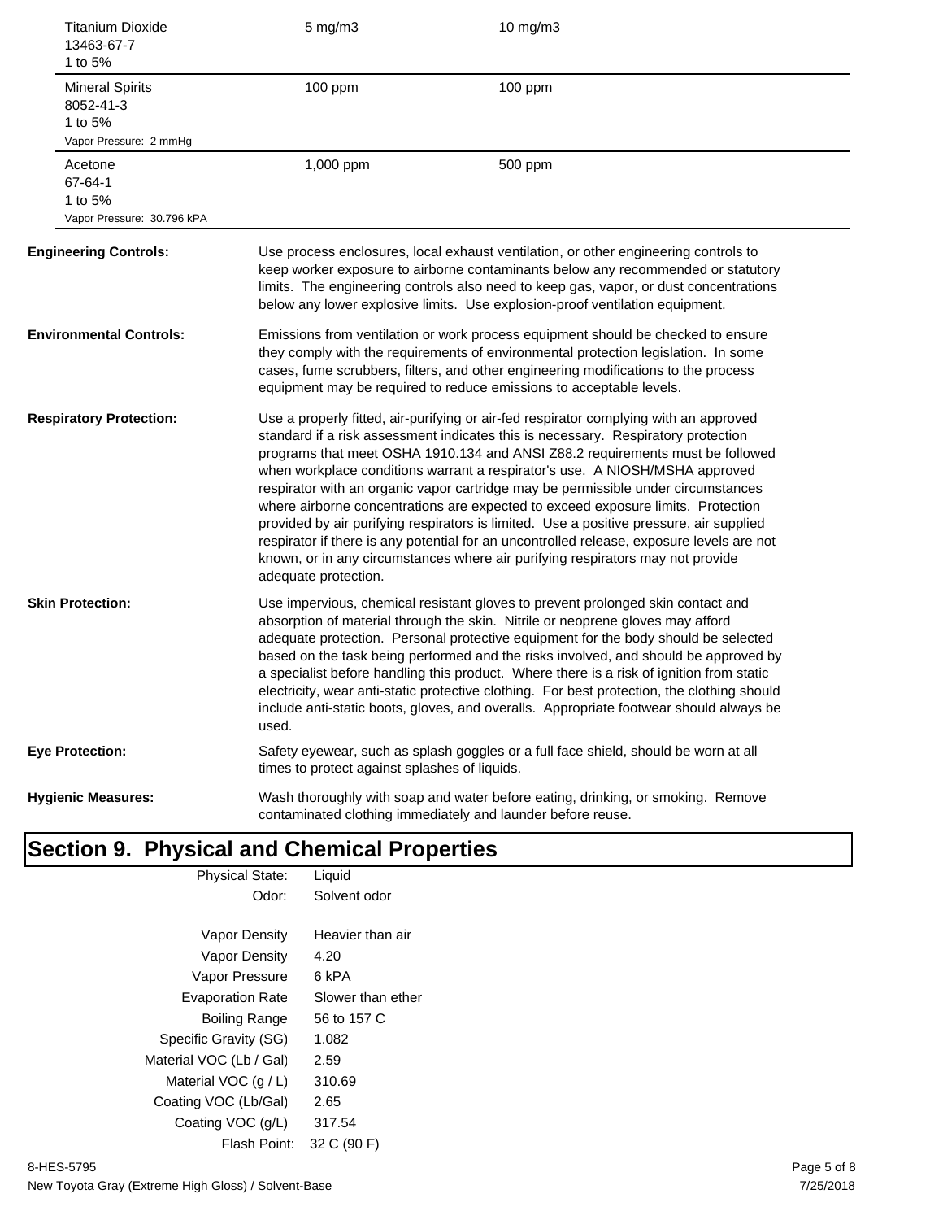| Component | | |
|---|---|---|
| Titanium Dioxide<br>13463-67-7<br>1 to 5% | 5 mg/m3 | 10 mg/m3 |
| Mineral Spirits<br>8052-41-3<br>1 to 5%<br>Vapor Pressure: 2 mmHg | 100 ppm | 100 ppm |
| Acetone<br>67-64-1<br>1 to 5%<br>Vapor Pressure: 30.796 kPA | 1,000 ppm | 500 ppm |

**Engineering Controls:** Use process enclosures, local exhaust ventilation, or other engineering controls to keep worker exposure to airborne contaminants below any recommended or statutory limits. The engineering controls also need to keep gas, vapor, or dust concentrations below any lower explosive limits. Use explosion-proof ventilation equipment.

**Environmental Controls:** Emissions from ventilation or work process equipment should be checked to ensure they comply with the requirements of environmental protection legislation. In some cases, fume scrubbers, filters, and other engineering modifications to the process equipment may be required to reduce emissions to acceptable levels.

**Respiratory Protection:** Use a properly fitted, air-purifying or air-fed respirator complying with an approved standard if a risk assessment indicates this is necessary. Respiratory protection programs that meet OSHA 1910.134 and ANSI Z88.2 requirements must be followed when workplace conditions warrant a respirator's use. A NIOSH/MSHA approved respirator with an organic vapor cartridge may be permissible under circumstances where airborne concentrations are expected to exceed exposure limits. Protection provided by air purifying respirators is limited. Use a positive pressure, air supplied respirator if there is any potential for an uncontrolled release, exposure levels are not known, or in any circumstances where air purifying respirators may not provide adequate protection.

**Skin Protection:** Use impervious, chemical resistant gloves to prevent prolonged skin contact and absorption of material through the skin. Nitrile or neoprene gloves may afford adequate protection. Personal protective equipment for the body should be selected based on the task being performed and the risks involved, and should be approved by a specialist before handling this product. Where there is a risk of ignition from static electricity, wear anti-static protective clothing. For best protection, the clothing should include anti-static boots, gloves, and overalls. Appropriate footwear should always be used.

**Eye Protection:** Safety eyewear, such as splash goggles or a full face shield, should be worn at all times to protect against splashes of liquids.

**Hygienic Measures:** Wash thoroughly with soap and water before eating, drinking, or smoking. Remove contaminated clothing immediately and launder before reuse.

## Section 9. Physical and Chemical Properties

| Property | Value |
|---|---|
| Physical State: | Liquid |
| Odor: | Solvent odor |
| Vapor Density | Heavier than air |
| Vapor Density | 4.20 |
| Vapor Pressure | 6 kPA |
| Evaporation Rate | Slower than ether |
| Boiling Range | 56 to 157 C |
| Specific Gravity (SG) | 1.082 |
| Material VOC (Lb / Gal) | 2.59 |
| Material VOC (g / L) | 310.69 |
| Coating VOC (Lb/Gal) | 2.65 |
| Coating VOC (g/L) | 317.54 |
| Flash Point: | 32 C (90 F) |

8-HES-5795
New Toyota Gray (Extreme High Gloss) / Solvent-Base
7/25/2018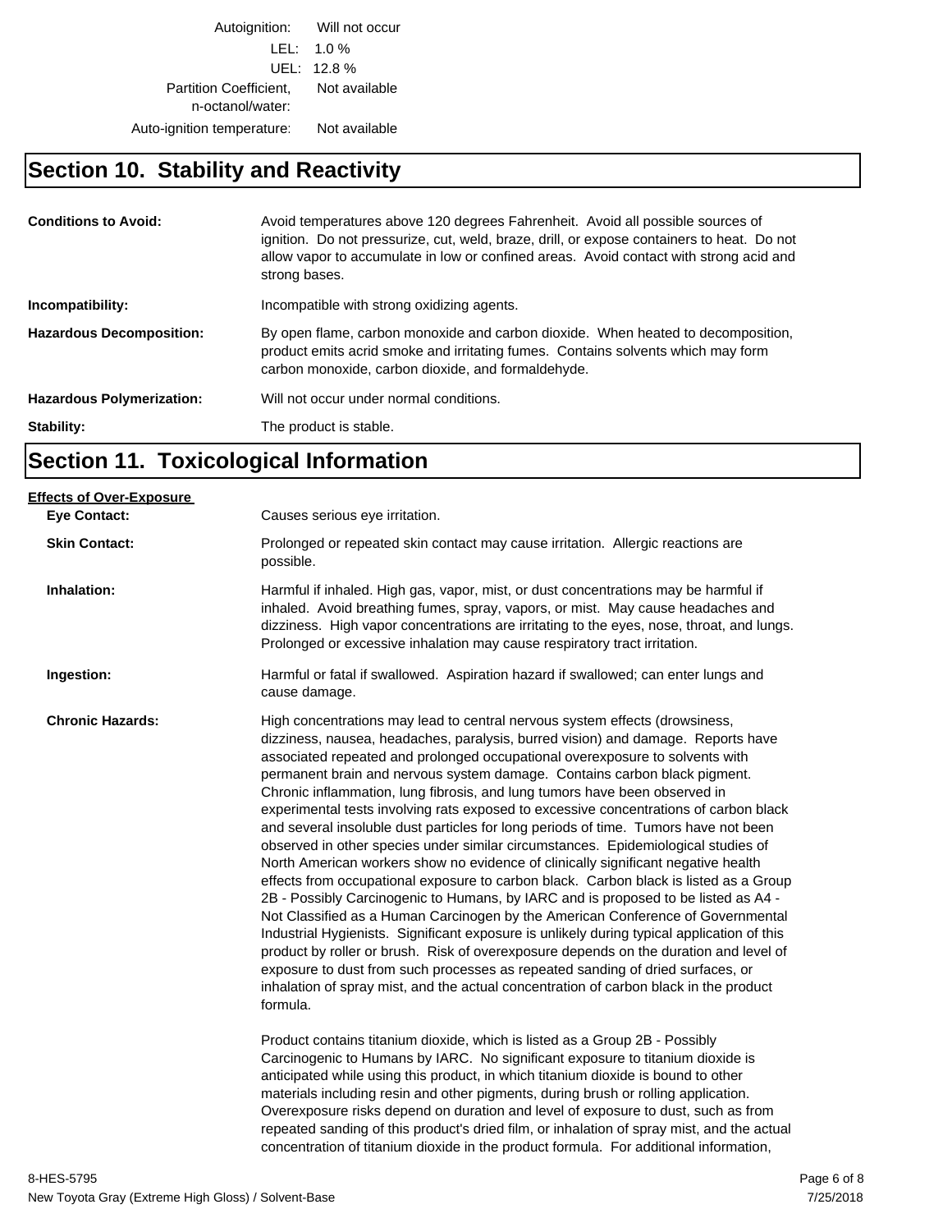| | |
|---|---|
| Autoignition: | Will not occur |
| LEL: | 1.0 % |
| UEL: | 12.8 % |
| Partition Coefficient, n-octanol/water: | Not available |
| Auto-ignition temperature: | Not available |

## Section 10. Stability and Reactivity

**Conditions to Avoid:** Avoid temperatures above 120 degrees Fahrenheit. Avoid all possible sources of ignition. Do not pressurize, cut, weld, braze, drill, or expose containers to heat. Do not allow vapor to accumulate in low or confined areas. Avoid contact with strong acid and strong bases.

**Incompatibility:** Incompatible with strong oxidizing agents.

**Hazardous Decomposition:** By open flame, carbon monoxide and carbon dioxide. When heated to decomposition, product emits acrid smoke and irritating fumes. Contains solvents which may form carbon monoxide, carbon dioxide, and formaldehyde.

**Hazardous Polymerization:** Will not occur under normal conditions.

**Stability:** The product is stable.

## Section 11. Toxicological Information

**Effects of Over-Exposure**

**Eye Contact:** Causes serious eye irritation.

**Skin Contact:** Prolonged or repeated skin contact may cause irritation. Allergic reactions are possible.

**Inhalation:** Harmful if inhaled. High gas, vapor, mist, or dust concentrations may be harmful if inhaled. Avoid breathing fumes, spray, vapors, or mist. May cause headaches and dizziness. High vapor concentrations are irritating to the eyes, nose, throat, and lungs. Prolonged or excessive inhalation may cause respiratory tract irritation.

**Ingestion:** Harmful or fatal if swallowed. Aspiration hazard if swallowed; can enter lungs and cause damage.

**Chronic Hazards:** High concentrations may lead to central nervous system effects (drowsiness, dizziness, nausea, headaches, paralysis, burred vision) and damage. Reports have associated repeated and prolonged occupational overexposure to solvents with permanent brain and nervous system damage. Contains carbon black pigment. Chronic inflammation, lung fibrosis, and lung tumors have been observed in experimental tests involving rats exposed to excessive concentrations of carbon black and several insoluble dust particles for long periods of time. Tumors have not been observed in other species under similar circumstances. Epidemiological studies of North American workers show no evidence of clinically significant negative health effects from occupational exposure to carbon black. Carbon black is listed as a Group 2B - Possibly Carcinogenic to Humans, by IARC and is proposed to be listed as A4 - Not Classified as a Human Carcinogen by the American Conference of Governmental Industrial Hygienists. Significant exposure is unlikely during typical application of this product by roller or brush. Risk of overexposure depends on the duration and level of exposure to dust from such processes as repeated sanding of dried surfaces, or inhalation of spray mist, and the actual concentration of carbon black in the product formula.

Product contains titanium dioxide, which is listed as a Group 2B - Possibly Carcinogenic to Humans by IARC. No significant exposure to titanium dioxide is anticipated while using this product, in which titanium dioxide is bound to other materials including resin and other pigments, during brush or rolling application. Overexposure risks depend on duration and level of exposure to dust, such as from repeated sanding of this product's dried film, or inhalation of spray mist, and the actual concentration of titanium dioxide in the product formula. For additional information,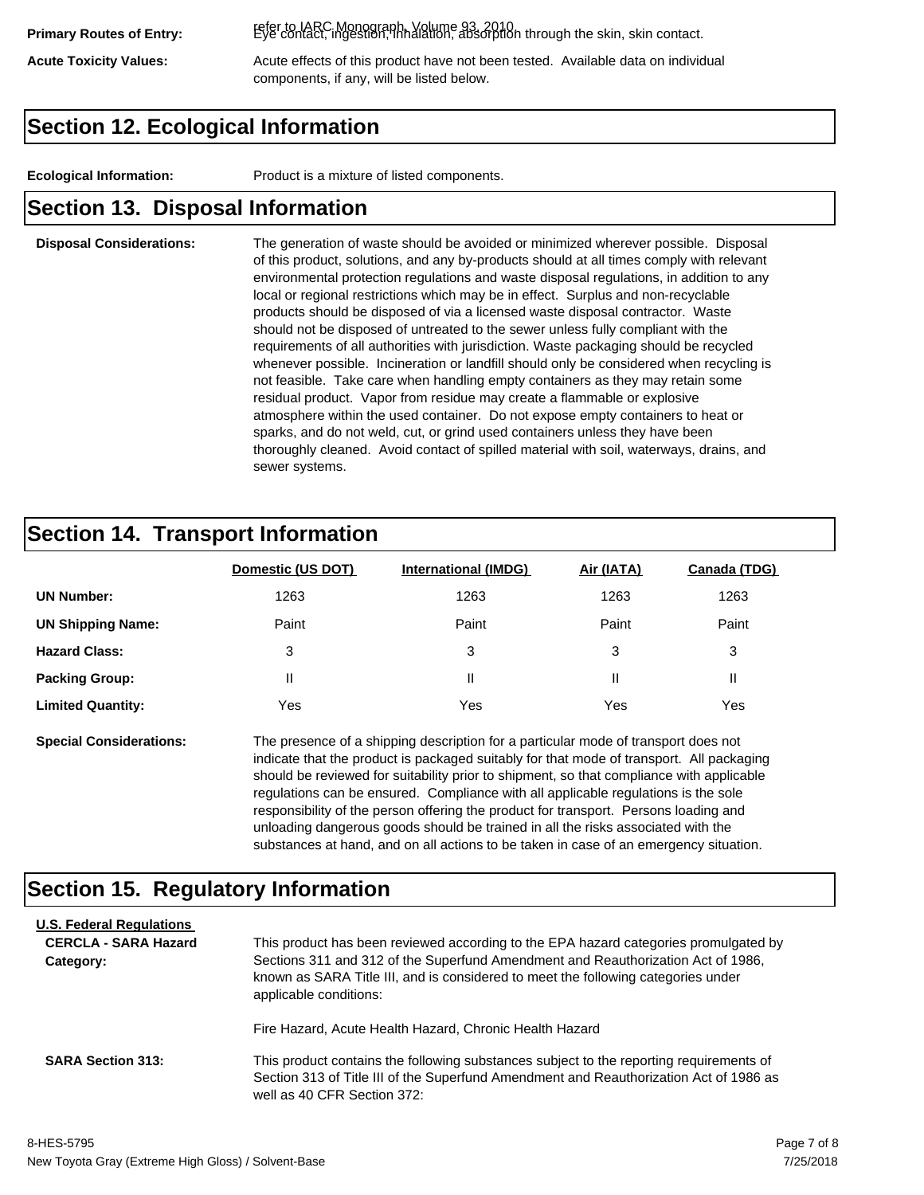**Primary Routes of Entry:** refer to IARC Monograph, Volume 93, 2010. Eye contact, ingestion, inhalation, absorption through the skin, skin contact.

**Acute Toxicity Values:** Acute effects of this product have not been tested. Available data on individual components, if any, will be listed below.

## Section 12. Ecological Information

**Ecological Information:** Product is a mixture of listed components.

## Section 13. Disposal Information

**Disposal Considerations:** The generation of waste should be avoided or minimized wherever possible. Disposal of this product, solutions, and any by-products should at all times comply with relevant environmental protection regulations and waste disposal regulations, in addition to any local or regional restrictions which may be in effect. Surplus and non-recyclable products should be disposed of via a licensed waste disposal contractor. Waste should not be disposed of untreated to the sewer unless fully compliant with the requirements of all authorities with jurisdiction. Waste packaging should be recycled whenever possible. Incineration or landfill should only be considered when recycling is not feasible. Take care when handling empty containers as they may retain some residual product. Vapor from residue may create a flammable or explosive atmosphere within the used container. Do not expose empty containers to heat or sparks, and do not weld, cut, or grind used containers unless they have been thoroughly cleaned. Avoid contact of spilled material with soil, waterways, drains, and sewer systems.

## Section 14. Transport Information

| | Domestic (US DOT) | International (IMDG) | Air (IATA) | Canada (TDG) |
|---|---|---|---|---|
| **UN Number:** | 1263 | 1263 | 1263 | 1263 |
| **UN Shipping Name:** | Paint | Paint | Paint | Paint |
| **Hazard Class:** | 3 | 3 | 3 | 3 |
| **Packing Group:** | II | II | II | II |
| **Limited Quantity:** | Yes | Yes | Yes | Yes |

**Special Considerations:** The presence of a shipping description for a particular mode of transport does not indicate that the product is packaged suitably for that mode of transport. All packaging should be reviewed for suitability prior to shipment, so that compliance with applicable regulations can be ensured. Compliance with all applicable regulations is the sole responsibility of the person offering the product for transport. Persons loading and unloading dangerous goods should be trained in all the risks associated with the substances at hand, and on all actions to be taken in case of an emergency situation.

## Section 15. Regulatory Information

**U.S. Federal Regulations**

**CERCLA - SARA Hazard Category:** This product has been reviewed according to the EPA hazard categories promulgated by Sections 311 and 312 of the Superfund Amendment and Reauthorization Act of 1986, known as SARA Title III, and is considered to meet the following categories under applicable conditions:

Fire Hazard, Acute Health Hazard, Chronic Health Hazard

**SARA Section 313:** This product contains the following substances subject to the reporting requirements of Section 313 of Title III of the Superfund Amendment and Reauthorization Act of 1986 as well as 40 CFR Section 372:

8-HES-5795
New Toyota Gray (Extreme High Gloss) / Solvent-Base
7/25/2018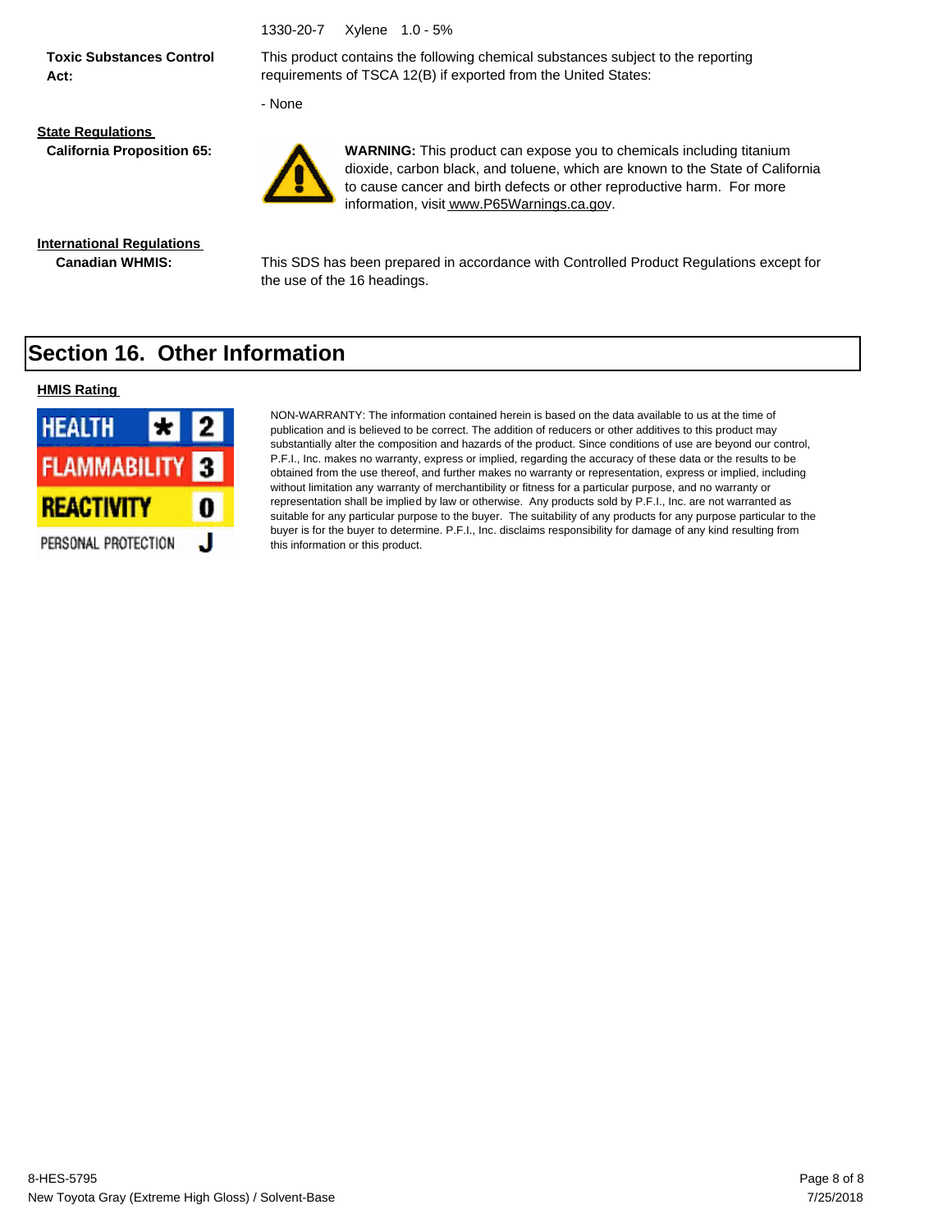1330-20-7 Xylene 1.0 - 5%

**Toxic Substances Control Act:** This product contains the following chemical substances subject to the reporting requirements of TSCA 12(B) if exported from the United States:

- None

**State Regulations**

**California Proposition 65:**

**WARNING:** This product can expose you to chemicals including titanium dioxide, carbon black, and toluene, which are known to the State of California to cause cancer and birth defects or other reproductive harm. For more information, visit www.P65Warnings.ca.gov.

**International Regulations**

**Canadian WHMIS:** This SDS has been prepared in accordance with Controlled Product Regulations except for the use of the 16 headings.

## Section 16. Other Information

**HMIS Rating**

| | | |
|---|---|---|
| HEALTH | * | 2 |
| FLAMMABILITY | | 3 |
| REACTIVITY | | 0 |
| PERSONAL PROTECTION | | J |

NON-WARRANTY: The information contained herein is based on the data available to us at the time of publication and is believed to be correct. The addition of reducers or other additives to this product may substantially alter the composition and hazards of the product. Since conditions of use are beyond our control, P.F.I., Inc. makes no warranty, express or implied, regarding the accuracy of these data or the results to be obtained from the use thereof, and further makes no warranty or representation, express or implied, including without limitation any warranty of merchantibility or fitness for a particular purpose, and no warranty or representation shall be implied by law or otherwise. Any products sold by P.F.I., Inc. are not warranted as suitable for any particular purpose to the buyer. The suitability of any products for any purpose particular to the buyer is for the buyer to determine. P.F.I., Inc. disclaims responsibility for damage of any kind resulting from this information or this product.